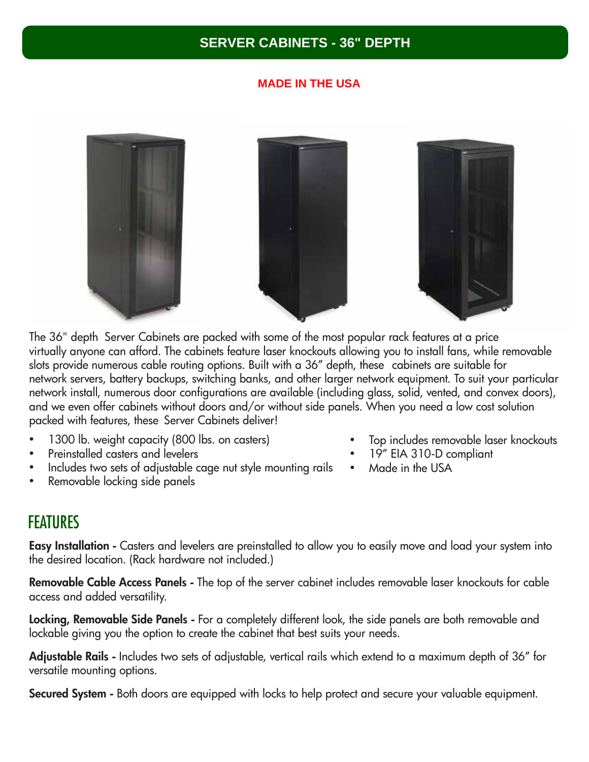# SERVER CABINETS - 36" DEPTH

**MADE IN THE USA**

The 36" depth Server Cabinets are packed with some of the most popular rack features at a price virtually anyone can afford. The cabinets feature laser knockouts allowing you to install fans, while removable slots provide numerous cable routing options. Built with a 36" depth, these cabinets are suitable for network servers, battery backups, switching banks, and other larger network equipment. To suit your particular network install, numerous door configurations are available (including glass, solid, vented, and convex doors), and we even offer cabinets without doors and/or without side panels. When you need a low cost solution packed with features, these Server Cabinets deliver!

- 1300 lb. weight capacity (800 lbs. on casters)
- Preinstalled casters and levelers
- Includes two sets of adjustable cage nut style mounting rails
- Removable locking side panels
- Top includes removable laser knockouts
- 19" EIA 310-D compliant
- Made in the USA

## FEATURES

**Easy Installation -** Casters and levelers are preinstalled to allow you to easily move and load your system into the desired location. (Rack hardware not included.)

**Removable Cable Access Panels -** The top of the server cabinet includes removable laser knockouts for cable access and added versatility.

**Locking, Removable Side Panels -** For a completely different look, the side panels are both removable and lockable giving you the option to create the cabinet that best suits your needs.

**Adjustable Rails -** Includes two sets of adjustable, vertical rails which extend to a maximum depth of 36" for versatile mounting options.

**Secured System -** Both doors are equipped with locks to help protect and secure your valuable equipment.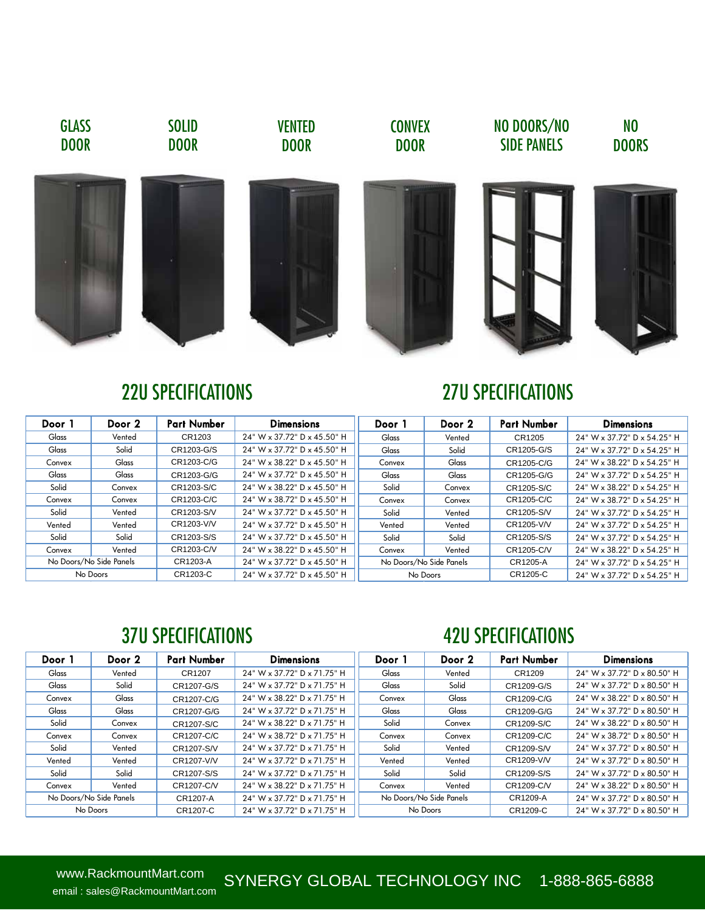GLASS DOOR

SOLID DOOR

VENTED DOOR

CONVEX DOOR

NO DOORS/NO SIDE PANELS

NO DOORS

## 22U SPECIFICATIONS

| Door 1 | Door 2 | Part Number | Dimensions |
|---|---|---|---|
| Glass | Vented | CR1203 | 24" W x 37.72" D x 45.50" H |
| Glass | Solid | CR1203-G/S | 24" W x 37.72" D x 45.50" H |
| Convex | Glass | CR1203-C/G | 24" W x 38.22" D x 45.50" H |
| Glass | Glass | CR1203-G/G | 24" W x 37.72" D x 45.50" H |
| Solid | Convex | CR1203-S/C | 24" W x 38.22" D x 45.50" H |
| Convex | Convex | CR1203-C/C | 24" W x 38.72" D x 45.50" H |
| Solid | Vented | CR1203-S/V | 24" W x 37.72" D x 45.50" H |
| Vented | Vented | CR1203-V/V | 24" W x 37.72" D x 45.50" H |
| Solid | Solid | CR1203-S/S | 24" W x 37.72" D x 45.50" H |
| Convex | Vented | CR1203-C/V | 24" W x 38.22" D x 45.50" H |
| No Doors/No Side Panels | | CR1203-A | 24" W x 37.72" D x 45.50" H |
| No Doors | | CR1203-C | 24" W x 37.72" D x 45.50" H |

## 27U SPECIFICATIONS

| Door 1 | Door 2 | Part Number | Dimensions |
|---|---|---|---|
| Glass | Vented | CR1205 | 24" W x 37.72" D x 54.25" H |
| Glass | Solid | CR1205-G/S | 24" W x 37.72" D x 54.25" H |
| Convex | Glass | CR1205-C/G | 24" W x 38.22" D x 54.25" H |
| Glass | Glass | CR1205-G/G | 24" W x 37.72" D x 54.25" H |
| Solid | Convex | CR1205-S/C | 24" W x 38.22" D x 54.25" H |
| Convex | Convex | CR1205-C/C | 24" W x 38.72" D x 54.25" H |
| Solid | Vented | CR1205-S/V | 24" W x 37.72" D x 54.25" H |
| Vented | Vented | CR1205-V/V | 24" W x 37.72" D x 54.25" H |
| Solid | Solid | CR1205-S/S | 24" W x 37.72" D x 54.25" H |
| Convex | Vented | CR1205-C/V | 24" W x 38.22" D x 54.25" H |
| No Doors/No Side Panels | | CR1205-A | 24" W x 37.72" D x 54.25" H |
| No Doors | | CR1205-C | 24" W x 37.72" D x 54.25" H |

## 37U SPECIFICATIONS

| Door 1 | Door 2 | Part Number | Dimensions |
|---|---|---|---|
| Glass | Vented | CR1207 | 24" W x 37.72" D x 71.75" H |
| Glass | Solid | CR1207-G/S | 24" W x 37.72" D x 71.75" H |
| Convex | Glass | CR1207-C/G | 24" W x 38.22" D x 71.75" H |
| Glass | Glass | CR1207-G/G | 24" W x 37.72" D x 71.75" H |
| Solid | Convex | CR1207-S/C | 24" W x 38.22" D x 71.75" H |
| Convex | Convex | CR1207-C/C | 24" W x 38.72" D x 71.75" H |
| Solid | Vented | CR1207-S/V | 24" W x 37.72" D x 71.75" H |
| Vented | Vented | CR1207-V/V | 24" W x 37.72" D x 71.75" H |
| Solid | Solid | CR1207-S/S | 24" W x 37.72" D x 71.75" H |
| Convex | Vented | CR1207-C/V | 24" W x 38.22" D x 71.75" H |
| No Doors/No Side Panels | | CR1207-A | 24" W x 37.72" D x 71.75" H |
| No Doors | | CR1207-C | 24" W x 37.72" D x 71.75" H |

## 42U SPECIFICATIONS

| Door 1 | Door 2 | Part Number | Dimensions |
|---|---|---|---|
| Glass | Vented | CR1209 | 24" W x 37.72" D x 80.50" H |
| Glass | Solid | CR1209-G/S | 24" W x 37.72" D x 80.50" H |
| Convex | Glass | CR1209-C/G | 24" W x 38.22" D x 80.50" H |
| Glass | Glass | CR1209-G/G | 24" W x 37.72" D x 80.50" H |
| Solid | Convex | CR1209-S/C | 24" W x 38.22" D x 80.50" H |
| Convex | Convex | CR1209-C/C | 24" W x 38.72" D x 80.50" H |
| Solid | Vented | CR1209-S/V | 24" W x 37.72" D x 80.50" H |
| Vented | Vented | CR1209-V/V | 24" W x 37.72" D x 80.50" H |
| Solid | Solid | CR1209-S/S | 24" W x 37.72" D x 80.50" H |
| Convex | Vented | CR1209-C/V | 24" W x 38.22" D x 80.50" H |
| No Doors/No Side Panels | | CR1209-A | 24" W x 37.72" D x 80.50" H |
| No Doors | | CR1209-C | 24" W x 37.72" D x 80.50" H |